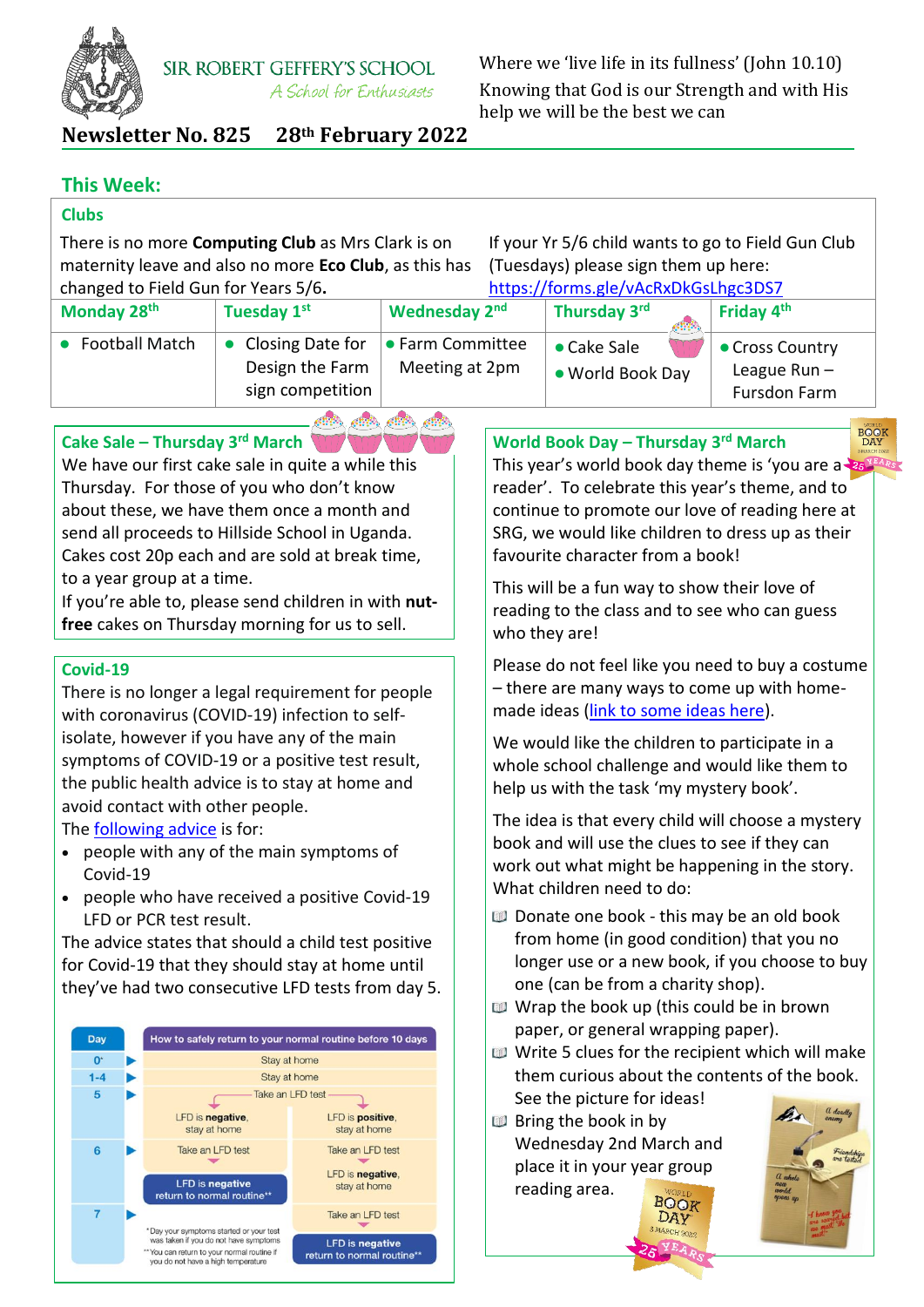SIR ROBERT GEFFERY'S SCHOOL
*A School for Enthusiasts*

Where we 'live life in its fullness' (John 10.10)
Knowing that God is our Strength and with His help we will be the best we can

# Newsletter No. 825 28th February 2022

## This Week:

### Clubs

There is no more **Computing Club** as Mrs Clark is on maternity leave and also no more **Eco Club**, as this has changed to Field Gun for Years 5/6.

If your Yr 5/6 child wants to go to Field Gun Club (Tuesdays) please sign them up here: https://forms.gle/vAcRxDkGsLhgc3DS7

| Monday 28th | Tuesday 1st | Wednesday 2nd | Thursday 3rd | Friday 4th |
|---|---|---|---|---|
| • Football Match | • Closing Date for Design the Farm sign competition | • Farm Committee Meeting at 2pm | • Cake Sale<br>• World Book Day | • Cross Country League Run – Fursdon Farm |

### Cake Sale – Thursday 3rd March

We have our first cake sale in quite a while this Thursday. For those of you who don't know about these, we have them once a month and send all proceeds to Hillside School in Uganda. Cakes cost 20p each and are sold at break time, to a year group at a time.
If you're able to, please send children in with **nut-free** cakes on Thursday morning for us to sell.

### Covid-19

There is no longer a legal requirement for people with coronavirus (COVID-19) infection to self-isolate, however if you have any of the main symptoms of COVID-19 or a positive test result, the public health advice is to stay at home and avoid contact with other people.
The following advice is for:

- people with any of the main symptoms of Covid-19
- people who have received a positive Covid-19 LFD or PCR test result.

The advice states that should a child test positive for Covid-19 that they should stay at home until they've had two consecutive LFD tests from day 5.

| Day | How to safely return to your normal routine before 10 days | |
|---|---|---|
| 0* | Stay at home | |
| 1-4 | Stay at home | |
| 5 | Take an LFD test | |
| | LFD is **negative**, stay at home | LFD is **positive**, stay at home |
| 6 | Take an LFD test | Take an LFD test |
| | LFD is negative return to normal routine** | LFD is **negative**, stay at home |
| 7 | | Take an LFD test |
| | | LFD is negative return to normal routine** |

*Day your symptoms started or your test was taken if you do not have symptoms
**You can return to your normal routine if you do not have a high temperature

### World Book Day – Thursday 3rd March

This year's world book day theme is 'you are a reader'. To celebrate this year's theme, and to continue to promote our love of reading here at SRG, we would like children to dress up as their favourite character from a book!

This will be a fun way to show their love of reading to the class and to see who can guess who they are!

Please do not feel like you need to buy a costume – there are many ways to come up with home-made ideas (link to some ideas here).

We would like the children to participate in a whole school challenge and would like them to help us with the task 'my mystery book'.

The idea is that every child will choose a mystery book and will use the clues to see if they can work out what might be happening in the story. What children need to do:

- Donate one book - this may be an old book from home (in good condition) that you no longer use or a new book, if you choose to buy one (can be from a charity shop).
- Wrap the book up (this could be in brown paper, or general wrapping paper).
- Write 5 clues for the recipient which will make them curious about the contents of the book. See the picture for ideas!
- Bring the book in by Wednesday 2nd March and place it in your year group reading area.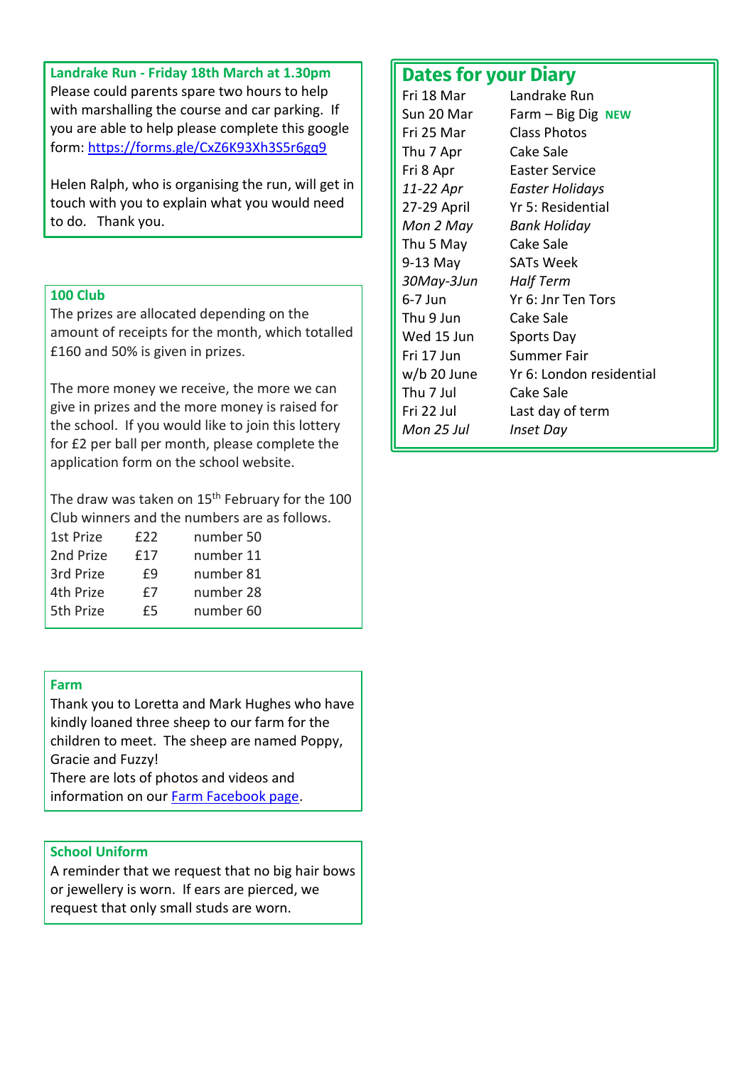## Landrake Run - Friday 18th March at 1.30pm

Please could parents spare two hours to help with marshalling the course and car parking. If you are able to help please complete this google form: [https://forms.gle/CxZ6K93Xh3S5r6gq9](https://forms.gle/CxZ6K93Xh3S5r6gq9)

Helen Ralph, who is organising the run, will get in touch with you to explain what you would need to do. Thank you.

## 100 Club

The prizes are allocated depending on the amount of receipts for the month, which totalled £160 and 50% is given in prizes.

The more money we receive, the more we can give in prizes and the more money is raised for the school. If you would like to join this lottery for £2 per ball per month, please complete the application form on the school website.

The draw was taken on 15th February for the 100 Club winners and the numbers are as follows.

| | | |
|---|---|---|
| 1st Prize | £22 | number 50 |
| 2nd Prize | £17 | number 11 |
| 3rd Prize | £9 | number 81 |
| 4th Prize | £7 | number 28 |
| 5th Prize | £5 | number 60 |

## Farm

Thank you to Loretta and Mark Hughes who have kindly loaned three sheep to our farm for the children to meet. The sheep are named Poppy, Gracie and Fuzzy!
There are lots of photos and videos and information on our Farm Facebook page.

## School Uniform

A reminder that we request that no big hair bows or jewellery is worn. If ears are pierced, we request that only small studs are worn.

## Dates for your Diary

| | |
|---|---|
| Fri 18 Mar | Landrake Run |
| Sun 20 Mar | Farm – Big Dig **NEW** |
| Fri 25 Mar | Class Photos |
| Thu 7 Apr | Cake Sale |
| Fri 8 Apr | Easter Service |
| *11-22 Apr* | *Easter Holidays* |
| 27-29 April | Yr 5: Residential |
| *Mon 2 May* | *Bank Holiday* |
| Thu 5 May | Cake Sale |
| 9-13 May | SATs Week |
| *30May-3Jun* | *Half Term* |
| 6-7 Jun | Yr 6: Jnr Ten Tors |
| Thu 9 Jun | Cake Sale |
| Wed 15 Jun | Sports Day |
| Fri 17 Jun | Summer Fair |
| w/b 20 June | Yr 6: London residential |
| Thu 7 Jul | Cake Sale |
| Fri 22 Jul | Last day of term |
| *Mon 25 Jul* | *Inset Day* |